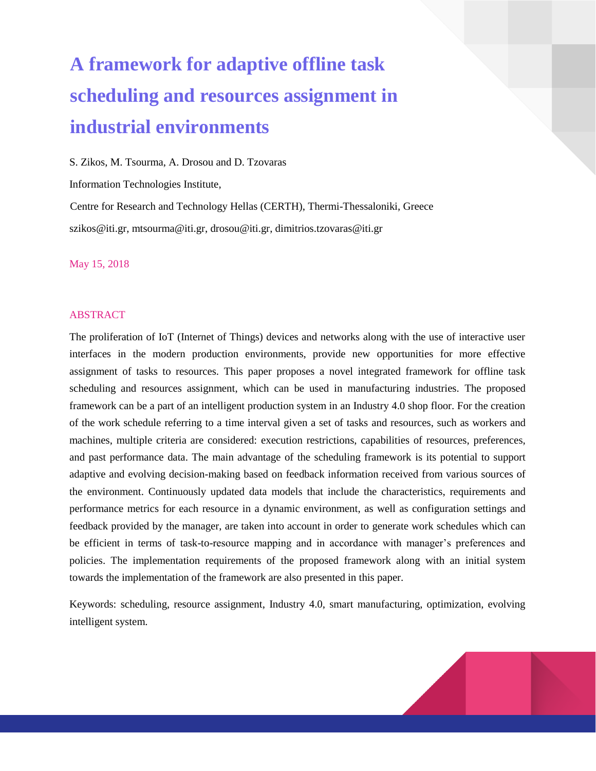# A framework for adaptive offline task scheduling and resources assignment in industrial environments

S. Zikos, M. Tsourma, A. Drosou and D. Tzovaras

Information Technologies Institute,

Centre for Research and Technology Hellas (CERTH), Thermi-Thessaloniki, Greece

szikos@iti.gr, mtsourma@iti.gr, drosou@iti.gr, dimitrios.tzovaras@iti.gr

May 15, 2018

## ABSTRACT

The proliferation of IoT (Internet of Things) devices and networks along with the use of interactive user interfaces in the modern production environments, provide new opportunities for more effective assignment of tasks to resources. This paper proposes a novel integrated framework for offline task scheduling and resources assignment, which can be used in manufacturing industries. The proposed framework can be a part of an intelligent production system in an Industry 4.0 shop floor. For the creation of the work schedule referring to a time interval given a set of tasks and resources, such as workers and machines, multiple criteria are considered: execution restrictions, capabilities of resources, preferences, and past performance data. The main advantage of the scheduling framework is its potential to support adaptive and evolving decision-making based on feedback information received from various sources of the environment. Continuously updated data models that include the characteristics, requirements and performance metrics for each resource in a dynamic environment, as well as configuration settings and feedback provided by the manager, are taken into account in order to generate work schedules which can be efficient in terms of task-to-resource mapping and in accordance with manager's preferences and policies. The implementation requirements of the proposed framework along with an initial system towards the implementation of the framework are also presented in this paper.

Keywords: scheduling, resource assignment, Industry 4.0, smart manufacturing, optimization, evolving intelligent system.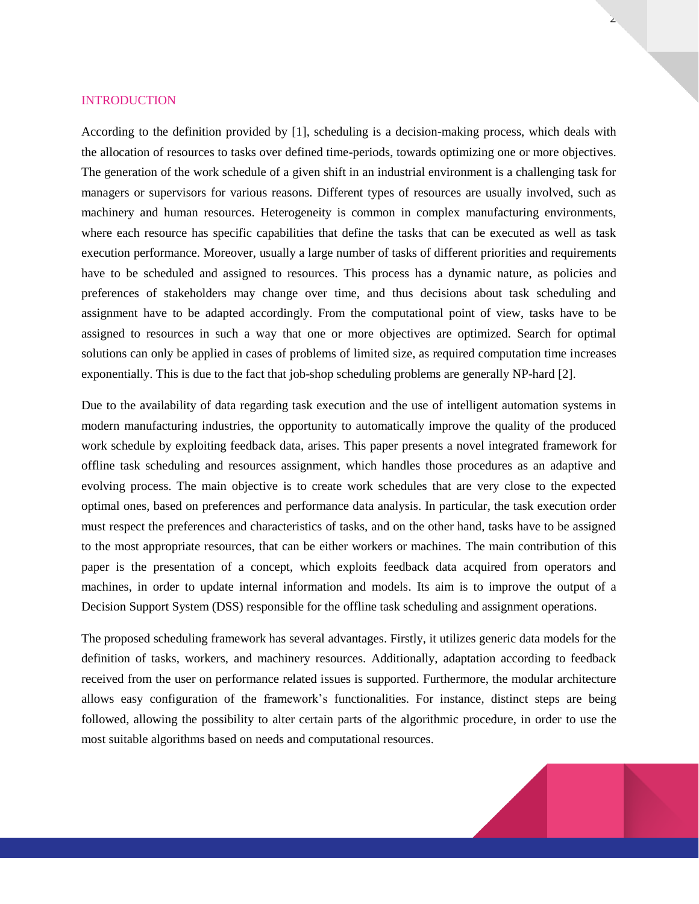## INTRODUCTION

According to the definition provided by [1], scheduling is a decision-making process, which deals with the allocation of resources to tasks over defined time-periods, towards optimizing one or more objectives. The generation of the work schedule of a given shift in an industrial environment is a challenging task for managers or supervisors for various reasons. Different types of resources are usually involved, such as machinery and human resources. Heterogeneity is common in complex manufacturing environments, where each resource has specific capabilities that define the tasks that can be executed as well as task execution performance. Moreover, usually a large number of tasks of different priorities and requirements have to be scheduled and assigned to resources. This process has a dynamic nature, as policies and preferences of stakeholders may change over time, and thus decisions about task scheduling and assignment have to be adapted accordingly. From the computational point of view, tasks have to be assigned to resources in such a way that one or more objectives are optimized. Search for optimal solutions can only be applied in cases of problems of limited size, as required computation time increases exponentially. This is due to the fact that job-shop scheduling problems are generally NP-hard [2].

Due to the availability of data regarding task execution and the use of intelligent automation systems in modern manufacturing industries, the opportunity to automatically improve the quality of the produced work schedule by exploiting feedback data, arises. This paper presents a novel integrated framework for offline task scheduling and resources assignment, which handles those procedures as an adaptive and evolving process. The main objective is to create work schedules that are very close to the expected optimal ones, based on preferences and performance data analysis. In particular, the task execution order must respect the preferences and characteristics of tasks, and on the other hand, tasks have to be assigned to the most appropriate resources, that can be either workers or machines. The main contribution of this paper is the presentation of a concept, which exploits feedback data acquired from operators and machines, in order to update internal information and models. Its aim is to improve the output of a Decision Support System (DSS) responsible for the offline task scheduling and assignment operations.

The proposed scheduling framework has several advantages. Firstly, it utilizes generic data models for the definition of tasks, workers, and machinery resources. Additionally, adaptation according to feedback received from the user on performance related issues is supported. Furthermore, the modular architecture allows easy configuration of the framework's functionalities. For instance, distinct steps are being followed, allowing the possibility to alter certain parts of the algorithmic procedure, in order to use the most suitable algorithms based on needs and computational resources.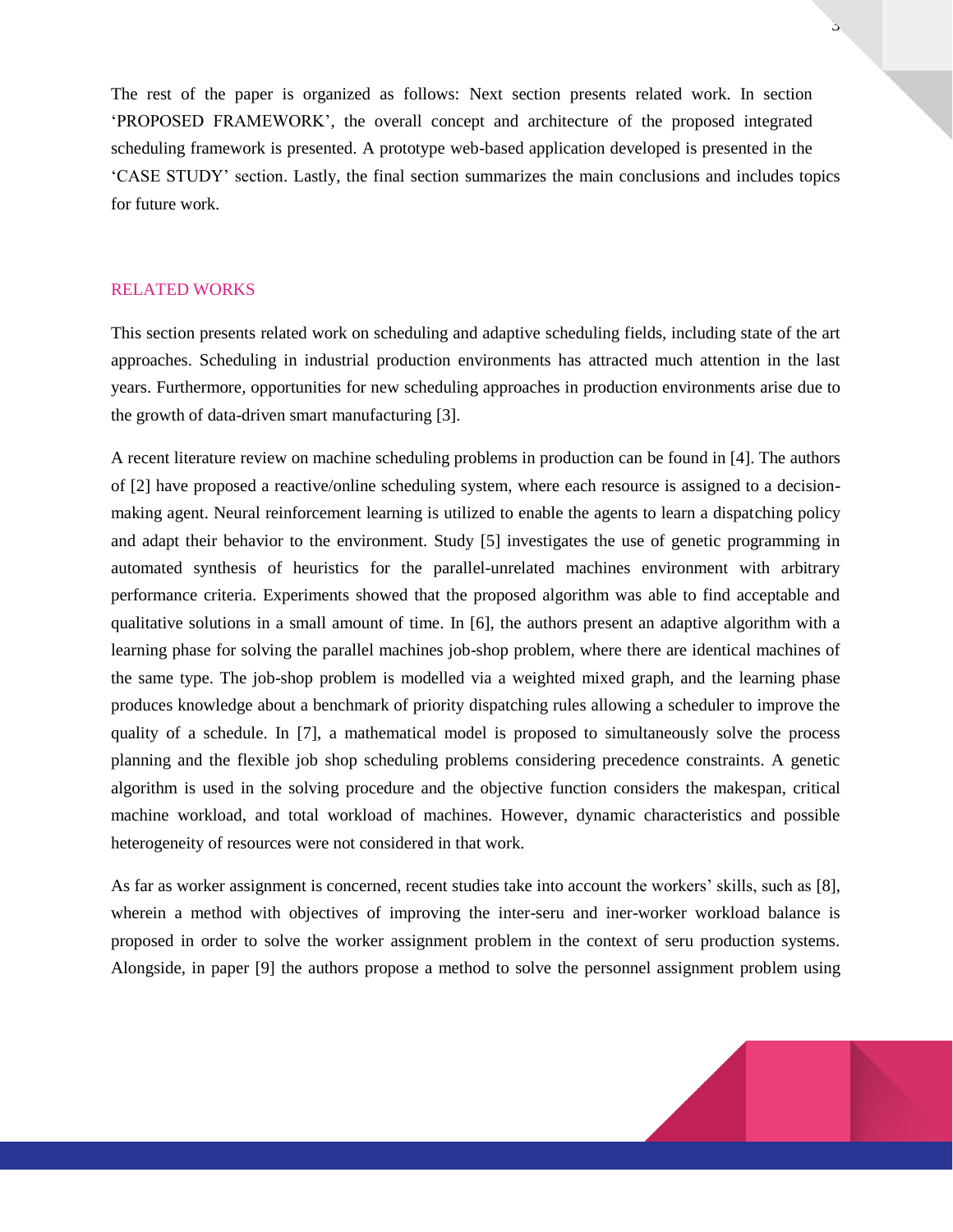The rest of the paper is organized as follows: Next section presents related work. In section 'PROPOSED FRAMEWORK', the overall concept and architecture of the proposed integrated scheduling framework is presented. A prototype web-based application developed is presented in the 'CASE STUDY' section. Lastly, the final section summarizes the main conclusions and includes topics for future work.

## RELATED WORKS

This section presents related work on scheduling and adaptive scheduling fields, including state of the art approaches. Scheduling in industrial production environments has attracted much attention in the last years. Furthermore, opportunities for new scheduling approaches in production environments arise due to the growth of data-driven smart manufacturing [3].

A recent literature review on machine scheduling problems in production can be found in [4]. The authors of [2] have proposed a reactive/online scheduling system, where each resource is assigned to a decision-making agent. Neural reinforcement learning is utilized to enable the agents to learn a dispatching policy and adapt their behavior to the environment. Study [5] investigates the use of genetic programming in automated synthesis of heuristics for the parallel-unrelated machines environment with arbitrary performance criteria. Experiments showed that the proposed algorithm was able to find acceptable and qualitative solutions in a small amount of time. In [6], the authors present an adaptive algorithm with a learning phase for solving the parallel machines job-shop problem, where there are identical machines of the same type. The job-shop problem is modelled via a weighted mixed graph, and the learning phase produces knowledge about a benchmark of priority dispatching rules allowing a scheduler to improve the quality of a schedule. In [7], a mathematical model is proposed to simultaneously solve the process planning and the flexible job shop scheduling problems considering precedence constraints. A genetic algorithm is used in the solving procedure and the objective function considers the makespan, critical machine workload, and total workload of machines. However, dynamic characteristics and possible heterogeneity of resources were not considered in that work.

As far as worker assignment is concerned, recent studies take into account the workers' skills, such as [8], wherein a method with objectives of improving the inter-seru and iner-worker workload balance is proposed in order to solve the worker assignment problem in the context of seru production systems. Alongside, in paper [9] the authors propose a method to solve the personnel assignment problem using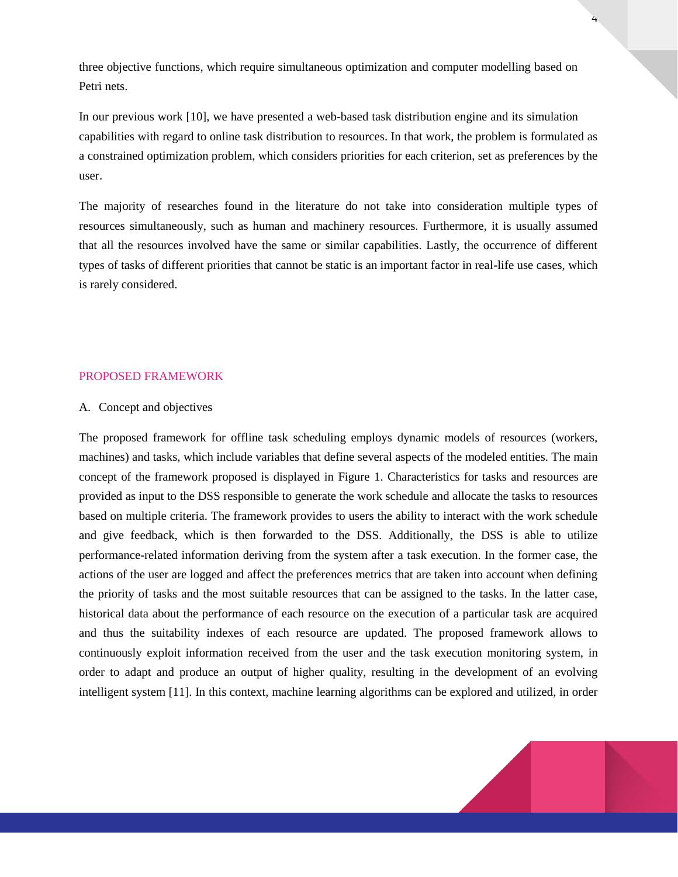three objective functions, which require simultaneous optimization and computer modelling based on Petri nets.

In our previous work [10], we have presented a web-based task distribution engine and its simulation capabilities with regard to online task distribution to resources. In that work, the problem is formulated as a constrained optimization problem, which considers priorities for each criterion, set as preferences by the user.

The majority of researches found in the literature do not take into consideration multiple types of resources simultaneously, such as human and machinery resources. Furthermore, it is usually assumed that all the resources involved have the same or similar capabilities. Lastly, the occurrence of different types of tasks of different priorities that cannot be static is an important factor in real-life use cases, which is rarely considered.

## PROPOSED FRAMEWORK

### A. Concept and objectives

The proposed framework for offline task scheduling employs dynamic models of resources (workers, machines) and tasks, which include variables that define several aspects of the modeled entities. The main concept of the framework proposed is displayed in Figure 1. Characteristics for tasks and resources are provided as input to the DSS responsible to generate the work schedule and allocate the tasks to resources based on multiple criteria. The framework provides to users the ability to interact with the work schedule and give feedback, which is then forwarded to the DSS. Additionally, the DSS is able to utilize performance-related information deriving from the system after a task execution. In the former case, the actions of the user are logged and affect the preferences metrics that are taken into account when defining the priority of tasks and the most suitable resources that can be assigned to the tasks. In the latter case, historical data about the performance of each resource on the execution of a particular task are acquired and thus the suitability indexes of each resource are updated. The proposed framework allows to continuously exploit information received from the user and the task execution monitoring system, in order to adapt and produce an output of higher quality, resulting in the development of an evolving intelligent system [11]. In this context, machine learning algorithms can be explored and utilized, in order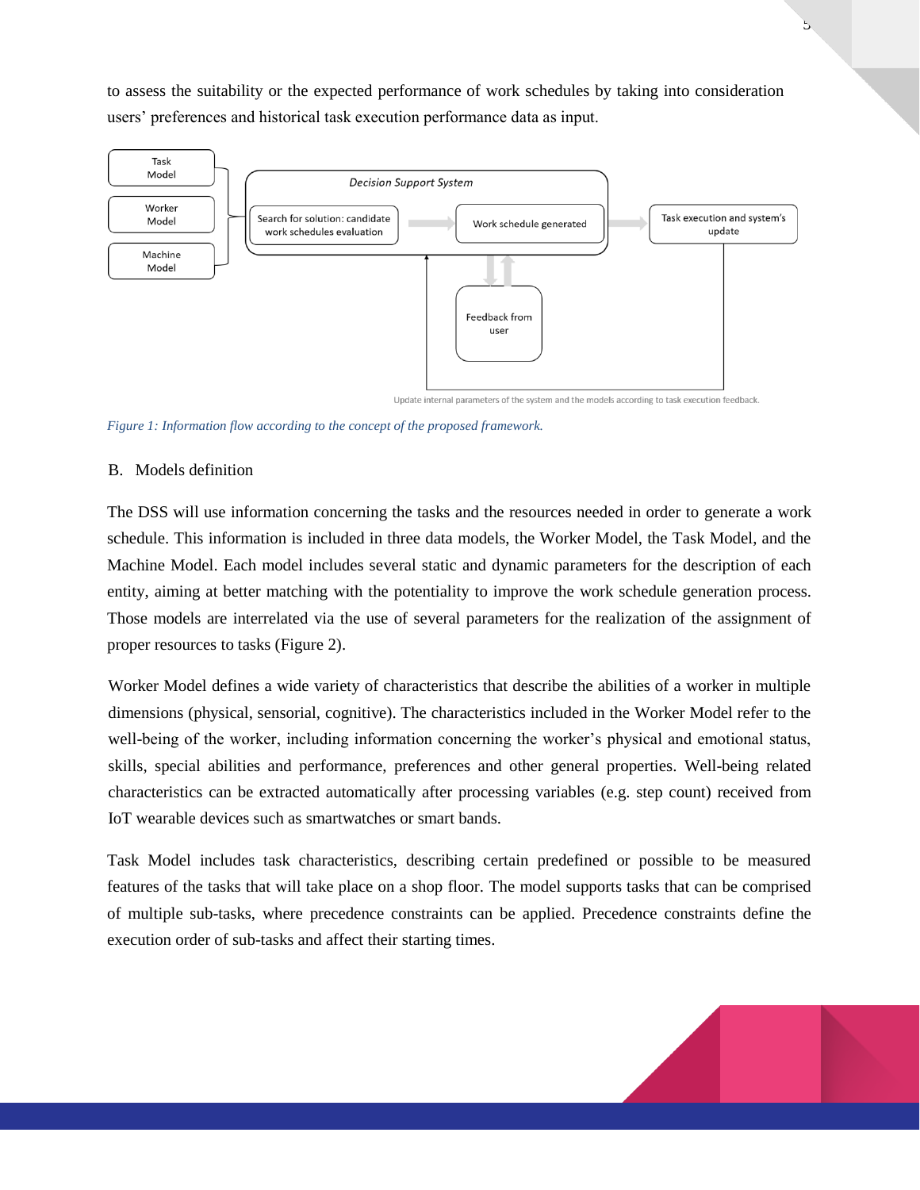to assess the suitability or the expected performance of work schedules by taking into consideration users' preferences and historical task execution performance data as input.

*Figure 1: Information flow according to the concept of the proposed framework.*

B. Models definition

The DSS will use information concerning the tasks and the resources needed in order to generate a work schedule. This information is included in three data models, the Worker Model, the Task Model, and the Machine Model. Each model includes several static and dynamic parameters for the description of each entity, aiming at better matching with the potentiality to improve the work schedule generation process. Those models are interrelated via the use of several parameters for the realization of the assignment of proper resources to tasks (Figure 2).

Worker Model defines a wide variety of characteristics that describe the abilities of a worker in multiple dimensions (physical, sensorial, cognitive). The characteristics included in the Worker Model refer to the well-being of the worker, including information concerning the worker's physical and emotional status, skills, special abilities and performance, preferences and other general properties. Well-being related characteristics can be extracted automatically after processing variables (e.g. step count) received from IoT wearable devices such as smartwatches or smart bands.

Task Model includes task characteristics, describing certain predefined or possible to be measured features of the tasks that will take place on a shop floor. The model supports tasks that can be comprised of multiple sub-tasks, where precedence constraints can be applied. Precedence constraints define the execution order of sub-tasks and affect their starting times.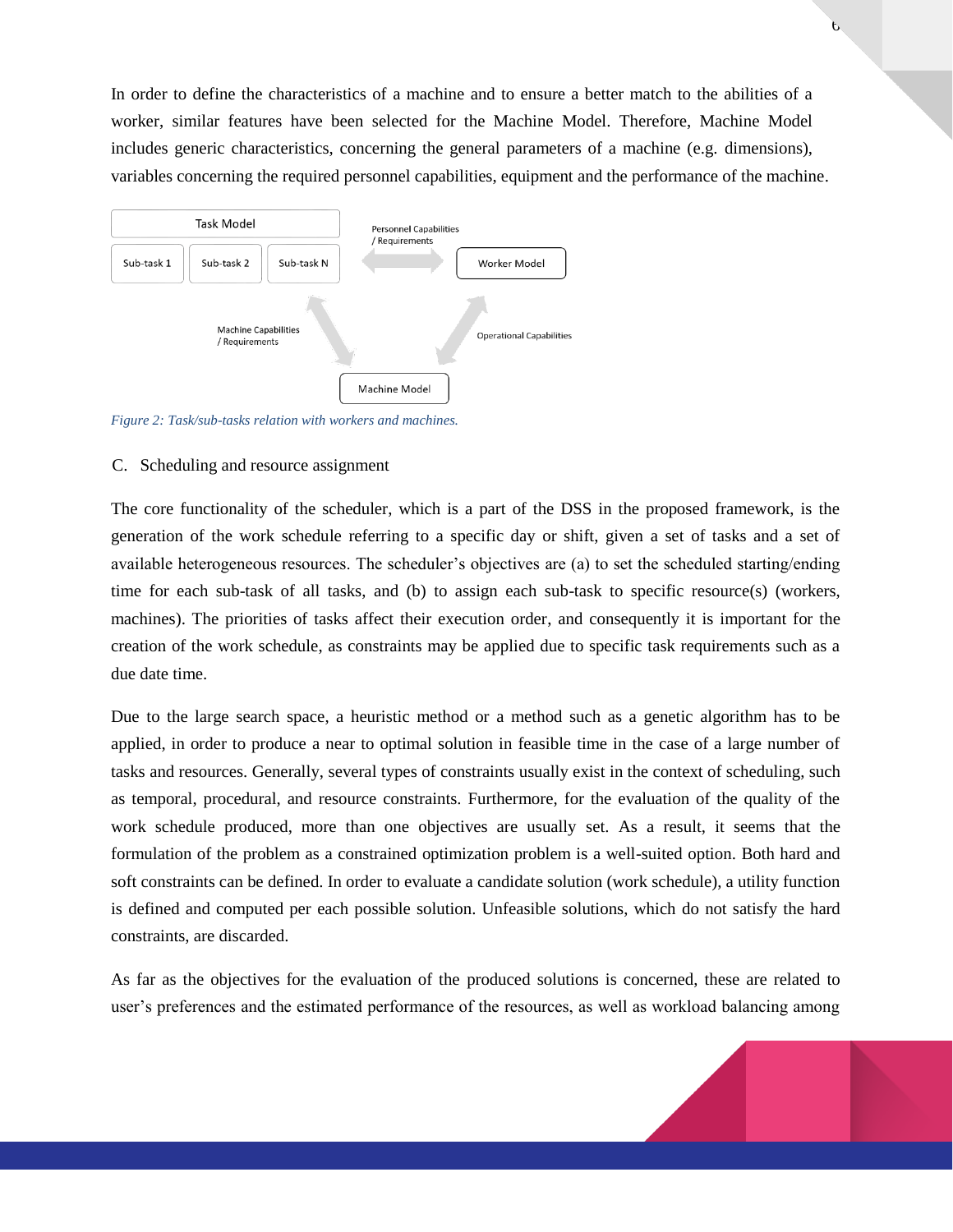In order to define the characteristics of a machine and to ensure a better match to the abilities of a worker, similar features have been selected for the Machine Model. Therefore, Machine Model includes generic characteristics, concerning the general parameters of a machine (e.g. dimensions), variables concerning the required personnel capabilities, equipment and the performance of the machine.

Figure 2: Task/sub-tasks relation with workers and machines.

C. Scheduling and resource assignment

The core functionality of the scheduler, which is a part of the DSS in the proposed framework, is the generation of the work schedule referring to a specific day or shift, given a set of tasks and a set of available heterogeneous resources. The scheduler's objectives are (a) to set the scheduled starting/ending time for each sub-task of all tasks, and (b) to assign each sub-task to specific resource(s) (workers, machines). The priorities of tasks affect their execution order, and consequently it is important for the creation of the work schedule, as constraints may be applied due to specific task requirements such as a due date time.

Due to the large search space, a heuristic method or a method such as a genetic algorithm has to be applied, in order to produce a near to optimal solution in feasible time in the case of a large number of tasks and resources. Generally, several types of constraints usually exist in the context of scheduling, such as temporal, procedural, and resource constraints. Furthermore, for the evaluation of the quality of the work schedule produced, more than one objectives are usually set. As a result, it seems that the formulation of the problem as a constrained optimization problem is a well-suited option. Both hard and soft constraints can be defined. In order to evaluate a candidate solution (work schedule), a utility function is defined and computed per each possible solution. Unfeasible solutions, which do not satisfy the hard constraints, are discarded.

As far as the objectives for the evaluation of the produced solutions is concerned, these are related to user's preferences and the estimated performance of the resources, as well as workload balancing among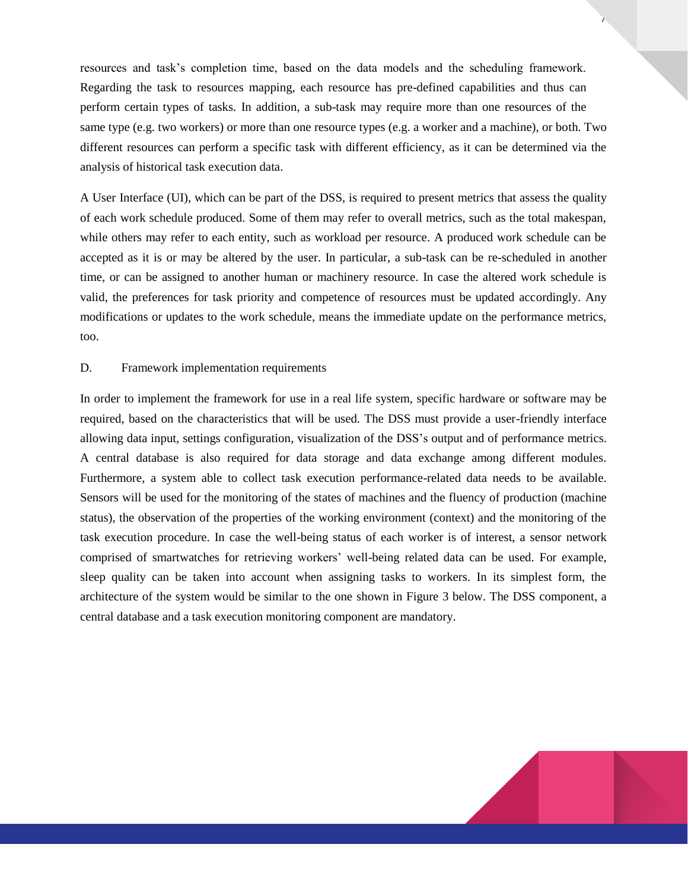resources and task's completion time, based on the data models and the scheduling framework. Regarding the task to resources mapping, each resource has pre-defined capabilities and thus can perform certain types of tasks. In addition, a sub-task may require more than one resources of the same type (e.g. two workers) or more than one resource types (e.g. a worker and a machine), or both. Two different resources can perform a specific task with different efficiency, as it can be determined via the analysis of historical task execution data.

A User Interface (UI), which can be part of the DSS, is required to present metrics that assess the quality of each work schedule produced. Some of them may refer to overall metrics, such as the total makespan, while others may refer to each entity, such as workload per resource. A produced work schedule can be accepted as it is or may be altered by the user. In particular, a sub-task can be re-scheduled in another time, or can be assigned to another human or machinery resource. In case the altered work schedule is valid, the preferences for task priority and competence of resources must be updated accordingly. Any modifications or updates to the work schedule, means the immediate update on the performance metrics, too.

### D. Framework implementation requirements

In order to implement the framework for use in a real life system, specific hardware or software may be required, based on the characteristics that will be used. The DSS must provide a user-friendly interface allowing data input, settings configuration, visualization of the DSS's output and of performance metrics. A central database is also required for data storage and data exchange among different modules. Furthermore, a system able to collect task execution performance-related data needs to be available. Sensors will be used for the monitoring of the states of machines and the fluency of production (machine status), the observation of the properties of the working environment (context) and the monitoring of the task execution procedure. In case the well-being status of each worker is of interest, a sensor network comprised of smartwatches for retrieving workers' well-being related data can be used. For example, sleep quality can be taken into account when assigning tasks to workers. In its simplest form, the architecture of the system would be similar to the one shown in Figure 3 below. The DSS component, a central database and a task execution monitoring component are mandatory.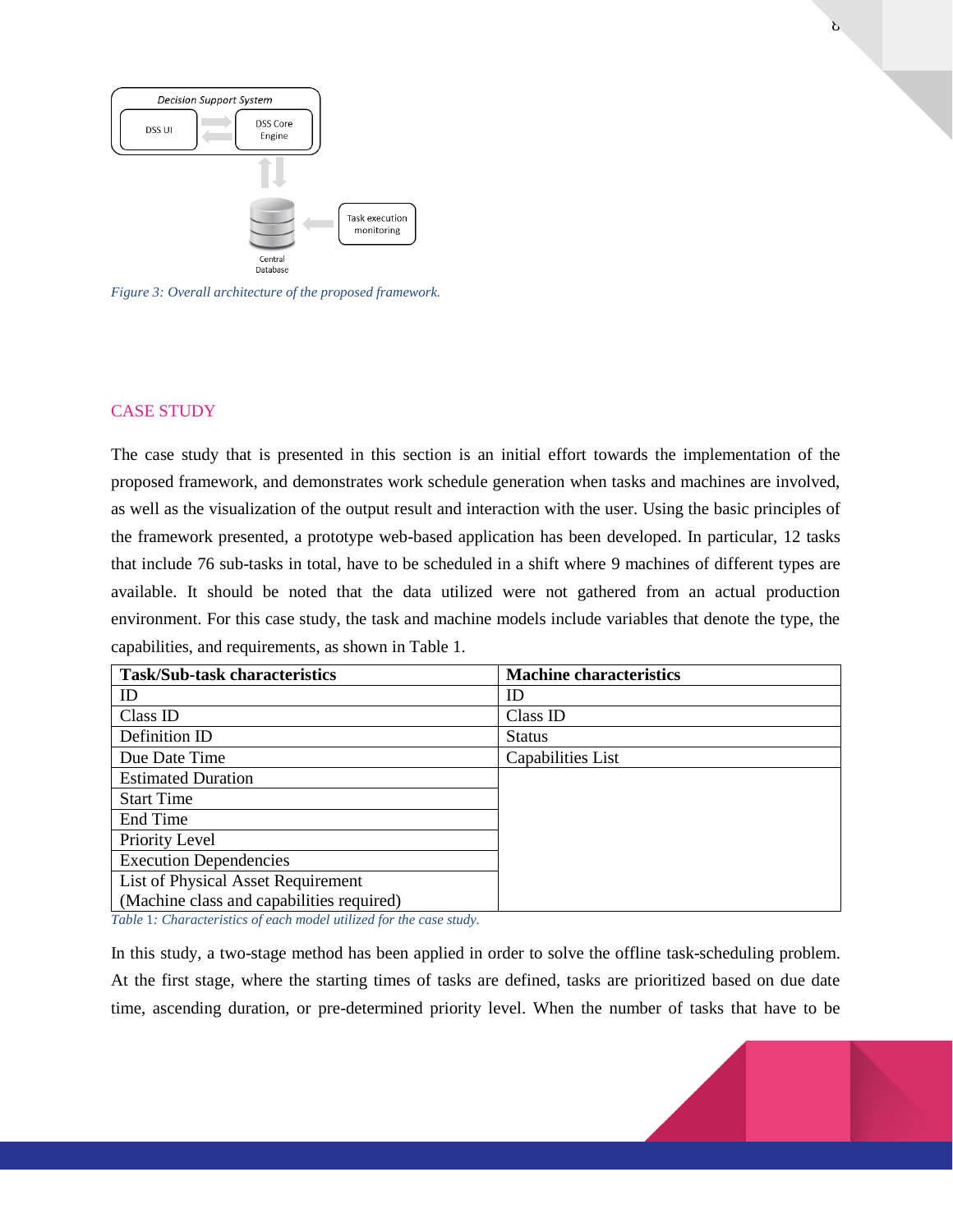Figure 3: Overall architecture of the proposed framework.

## CASE STUDY

The case study that is presented in this section is an initial effort towards the implementation of the proposed framework, and demonstrates work schedule generation when tasks and machines are involved, as well as the visualization of the output result and interaction with the user. Using the basic principles of the framework presented, a prototype web-based application has been developed. In particular, 12 tasks that include 76 sub-tasks in total, have to be scheduled in a shift where 9 machines of different types are available. It should be noted that the data utilized were not gathered from an actual production environment. For this case study, the task and machine models include variables that denote the type, the capabilities, and requirements, as shown in Table 1.

| Task/Sub-task characteristics | Machine characteristics |
|---|---|
| ID | ID |
| Class ID | Class ID |
| Definition ID | Status |
| Due Date Time | Capabilities List |
| Estimated Duration | |
| Start Time | |
| End Time | |
| Priority Level | |
| Execution Dependencies | |
| List of Physical Asset Requirement (Machine class and capabilities required) | |

*Table 1: Characteristics of each model utilized for the case study.*

In this study, a two-stage method has been applied in order to solve the offline task-scheduling problem. At the first stage, where the starting times of tasks are defined, tasks are prioritized based on due date time, ascending duration, or pre-determined priority level. When the number of tasks that have to be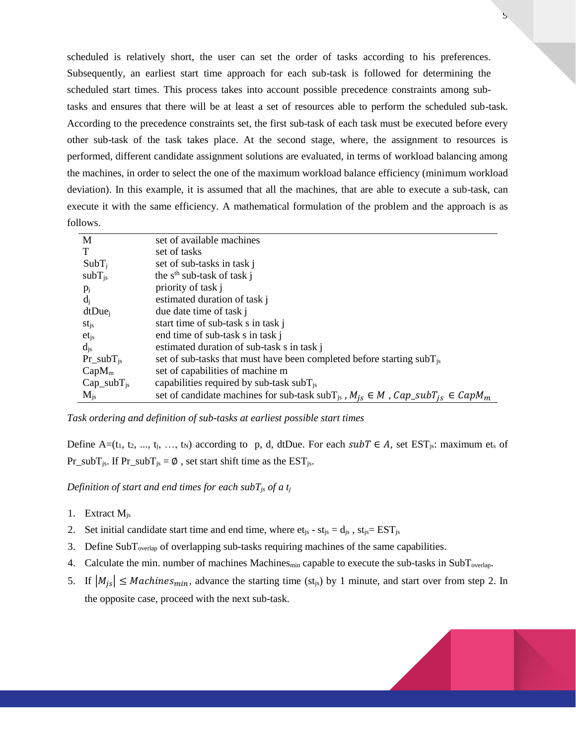scheduled is relatively short, the user can set the order of tasks according to his preferences. Subsequently, an earliest start time approach for each sub-task is followed for determining the scheduled start times. This process takes into account possible precedence constraints among sub-tasks and ensures that there will be at least a set of resources able to perform the scheduled sub-task. According to the precedence constraints set, the first sub-task of each task must be executed before every other sub-task of the task takes place. At the second stage, where, the assignment to resources is performed, different candidate assignment solutions are evaluated, in terms of workload balancing among the machines, in order to select the one of the maximum workload balance efficiency (minimum workload deviation). In this example, it is assumed that all the machines, that are able to execute a sub-task, can execute it with the same efficiency. A mathematical formulation of the problem and the approach is as follows.

| | |
|---|---|
| M | set of available machines |
| T | set of tasks |
| $SubT_j$ | set of sub-tasks in task j |
| $subT_{js}$ | the $s^{th}$ sub-task of task j |
| $p_j$ | priority of task j |
| $d_j$ | estimated duration of task j |
| $dtDue_j$ | due date time of task j |
| $st_{js}$ | start time of sub-task s in task j |
| $et_{js}$ | end time of sub-task s in task j |
| $d_{js}$ | estimated duration of sub-task s in task j |
| $Pr\_subT_{js}$ | set of sub-tasks that must have been completed before starting $subT_{js}$ |
| $CapM_m$ | set of capabilities of machine m |
| $Cap\_subT_{js}$ | capabilities required by sub-task $subT_{js}$ |
| $M_{js}$ | set of candidate machines for sub-task $subT_{js}$, $M_{js} \in M$ , $Cap\_subT_{js} \in CapM_m$ |

*Task ordering and definition of sub-tasks at earliest possible start times*

Define $A=(t_1, t_2, ..., t_j, …, t_N)$ according to p, d, dtDue. For each $subT \in A$, set $EST_{js}$: maximum $et_s$ of $Pr\_subT_{js}$. If $Pr\_subT_{js} = \emptyset$ , set start shift time as the $EST_{js}$.

*Definition of start and end times for each $subT_{js}$ of a $t_j$*

1. Extract $M_{js}$
2. Set initial candidate start time and end time, where $et_{js} - st_{js} = d_{js}$ , $st_{js}= EST_{js}$
3. Define $SubT_{overlap}$ of overlapping sub-tasks requiring machines of the same capabilities.
4. Calculate the min. number of machines $Machines_{min}$ capable to execute the sub-tasks in $SubT_{overlap}$.
5. If $|M_{js}| \leq Machines_{min}$, advance the starting time ($st_{js}$) by 1 minute, and start over from step 2. In the opposite case, proceed with the next sub-task.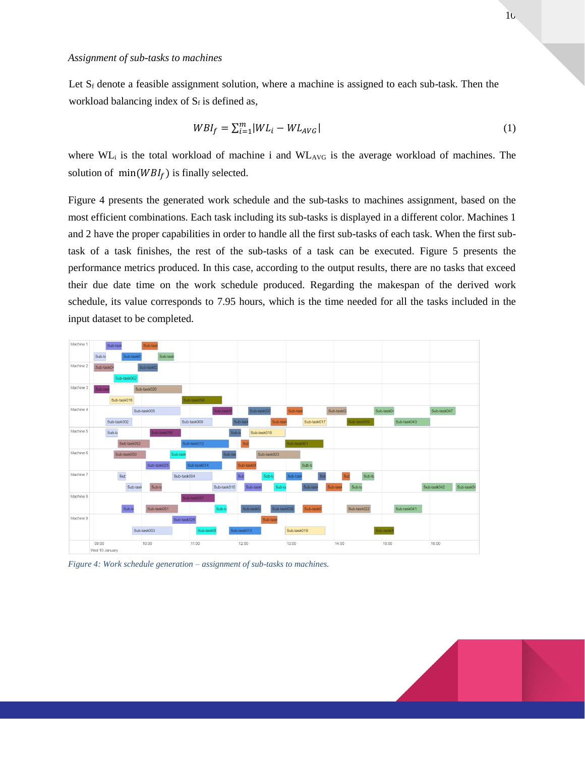*Assignment of sub-tasks to machines*

Let $S_f$ denote a feasible assignment solution, where a machine is assigned to each sub-task. Then the workload balancing index of $S_f$ is defined as,

$$WBI_f = \sum_{i=1}^{m} |WL_i - WL_{AVG}| \tag{1}$$

where $WL_i$ is the total workload of machine i and $WL_{AVG}$ is the average workload of machines. The solution of $\min(WBI_f)$ is finally selected.

Figure 4 presents the generated work schedule and the sub-tasks to machines assignment, based on the most efficient combinations. Each task including its sub-tasks is displayed in a different color. Machines 1 and 2 have the proper capabilities in order to handle all the first sub-tasks of each task. When the first sub-task of a task finishes, the rest of the sub-tasks of a task can be executed. Figure 5 presents the performance metrics produced. In this case, according to the output results, there are no tasks that exceed their due date time on the work schedule produced. Regarding the makespan of the derived work schedule, its value corresponds to 7.95 hours, which is the time needed for all the tasks included in the input dataset to be completed.

*Figure 4: Work schedule generation – assignment of sub-tasks to machines.*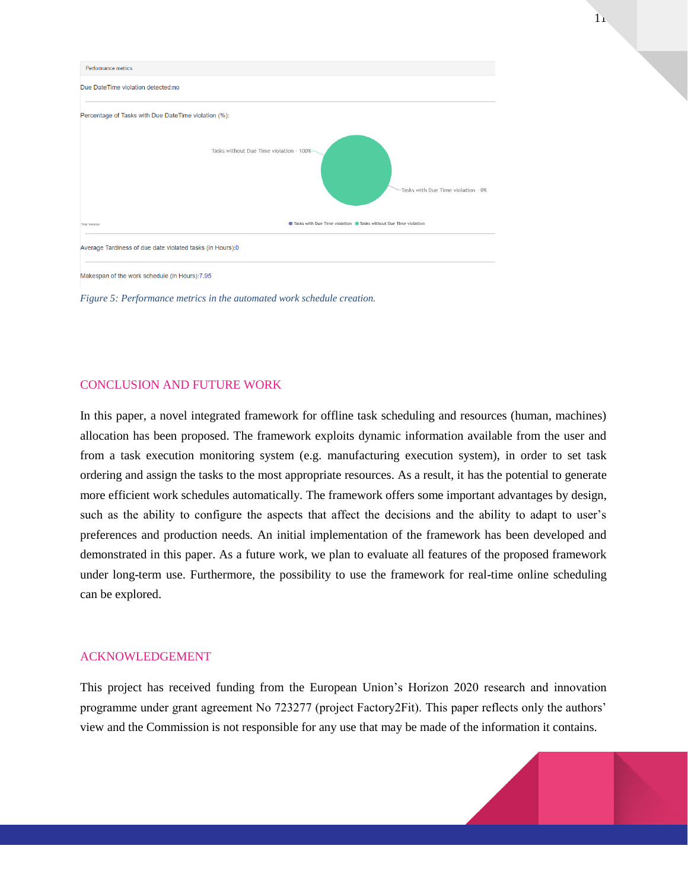Performance metrics

Due DateTime violation detected:no

Percentage of Tasks with Due DateTime violation (%):

Tasks without Due Time violation - 100%

Tasks with Due Time violation - 0%

Tasks with Due Time violation   Tasks without Due Time violation

Average Tardiness of due date violated tasks (in Hours):0

Makespan of the work schedule (in Hours):7.95

*Figure 5: Performance metrics in the automated work schedule creation.*

## CONCLUSION AND FUTURE WORK

In this paper, a novel integrated framework for offline task scheduling and resources (human, machines) allocation has been proposed. The framework exploits dynamic information available from the user and from a task execution monitoring system (e.g. manufacturing execution system), in order to set task ordering and assign the tasks to the most appropriate resources. As a result, it has the potential to generate more efficient work schedules automatically. The framework offers some important advantages by design, such as the ability to configure the aspects that affect the decisions and the ability to adapt to user's preferences and production needs. An initial implementation of the framework has been developed and demonstrated in this paper. As a future work, we plan to evaluate all features of the proposed framework under long-term use. Furthermore, the possibility to use the framework for real-time online scheduling can be explored.

## ACKNOWLEDGEMENT

This project has received funding from the European Union's Horizon 2020 research and innovation programme under grant agreement No 723277 (project Factory2Fit). This paper reflects only the authors' view and the Commission is not responsible for any use that may be made of the information it contains.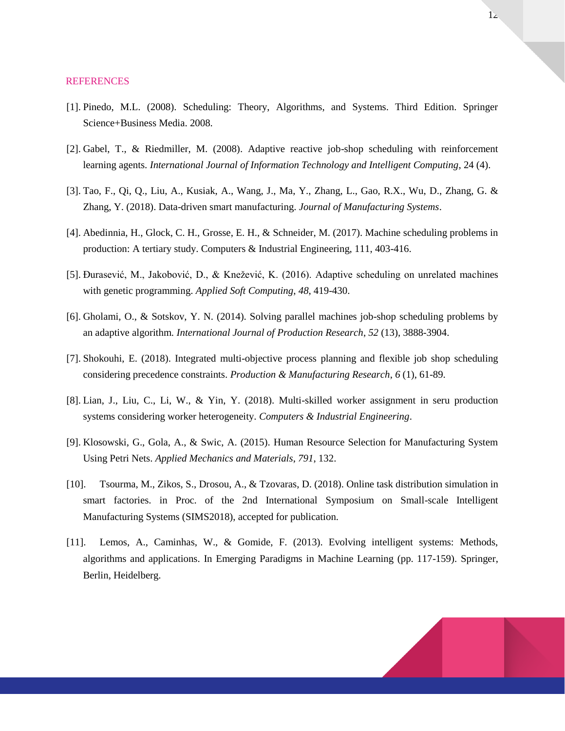## REFERENCES

[1]. Pinedo, M.L. (2008). Scheduling: Theory, Algorithms, and Systems. Third Edition. Springer Science+Business Media. 2008.

[2]. Gabel, T., & Riedmiller, M. (2008). Adaptive reactive job-shop scheduling with reinforcement learning agents. *International Journal of Information Technology and Intelligent Computing*, 24 (4).

[3]. Tao, F., Qi, Q., Liu, A., Kusiak, A., Wang, J., Ma, Y., Zhang, L., Gao, R.X., Wu, D., Zhang, G. & Zhang, Y. (2018). Data-driven smart manufacturing. *Journal of Manufacturing Systems*.

[4]. Abedinnia, H., Glock, C. H., Grosse, E. H., & Schneider, M. (2017). Machine scheduling problems in production: A tertiary study. Computers & Industrial Engineering, 111, 403-416.

[5]. Ðurasević, M., Jakobović, D., & Knežević, K. (2016). Adaptive scheduling on unrelated machines with genetic programming. *Applied Soft Computing*, *48*, 419-430.

[6]. Gholami, O., & Sotskov, Y. N. (2014). Solving parallel machines job-shop scheduling problems by an adaptive algorithm. *International Journal of Production Research*, *52* (13), 3888-3904.

[7]. Shokouhi, E. (2018). Integrated multi-objective process planning and flexible job shop scheduling considering precedence constraints. *Production & Manufacturing Research*, *6* (1), 61-89.

[8]. Lian, J., Liu, C., Li, W., & Yin, Y. (2018). Multi-skilled worker assignment in seru production systems considering worker heterogeneity. *Computers & Industrial Engineering*.

[9]. Klosowski, G., Gola, A., & Swic, A. (2015). Human Resource Selection for Manufacturing System Using Petri Nets. *Applied Mechanics and Materials*, *791*, 132.

[10]. Tsourma, M., Zikos, S., Drosou, A., & Tzovaras, D. (2018). Online task distribution simulation in smart factories. in Proc. of the 2nd International Symposium on Small-scale Intelligent Manufacturing Systems (SIMS2018), accepted for publication.

[11]. Lemos, A., Caminhas, W., & Gomide, F. (2013). Evolving intelligent systems: Methods, algorithms and applications. In Emerging Paradigms in Machine Learning (pp. 117-159). Springer, Berlin, Heidelberg.